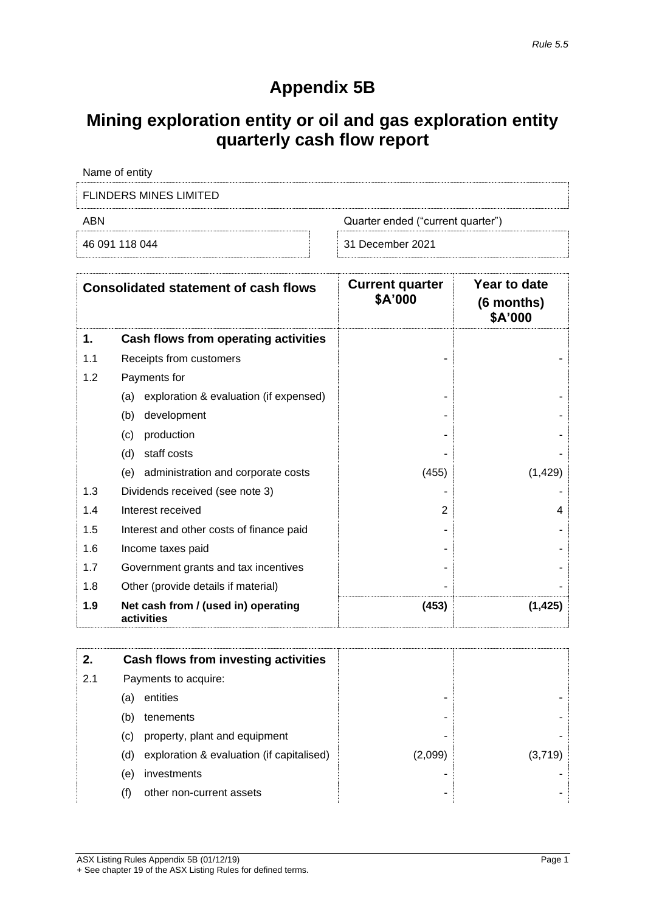*Rule 5.5*

# Appendix 5B

## Mining exploration entity or oil and gas exploration entity quarterly cash flow report

| Name of entity | |
|---|---|
| FLINDERS MINES LIMITED | |
| **ABN** | **Quarter ended ("current quarter")** |
| 46 091 118 044 | 31 December 2021 |

| | Consolidated statement of cash flows | Current quarter $A'000 | Year to date (6 months) $A'000 |
|---|---|---|---|
| **1.** | **Cash flows from operating activities** | | |
| 1.1 | Receipts from customers | - | - |
| 1.2 | Payments for | | |
| | (a) exploration & evaluation (if expensed) | - | - |
| | (b) development | - | - |
| | (c) production | - | - |
| | (d) staff costs | - | - |
| | (e) administration and corporate costs | (455) | (1,429) |
| 1.3 | Dividends received (see note 3) | - | - |
| 1.4 | Interest received | 2 | 4 |
| 1.5 | Interest and other costs of finance paid | - | - |
| 1.6 | Income taxes paid | - | - |
| 1.7 | Government grants and tax incentives | - | - |
| 1.8 | Other (provide details if material) | - | - |
| **1.9** | **Net cash from / (used in) operating activities** | **(453)** | **(1,425)** |

| | | | |
|---|---|---|---|
| **2.** | **Cash flows from investing activities** | | |
| 2.1 | Payments to acquire: | | |
| | (a) entities | - | - |
| | (b) tenements | - | - |
| | (c) property, plant and equipment | - | - |
| | (d) exploration & evaluation (if capitalised) | (2,099) | (3,719) |
| | (e) investments | - | - |
| | (f) other non-current assets | - | - |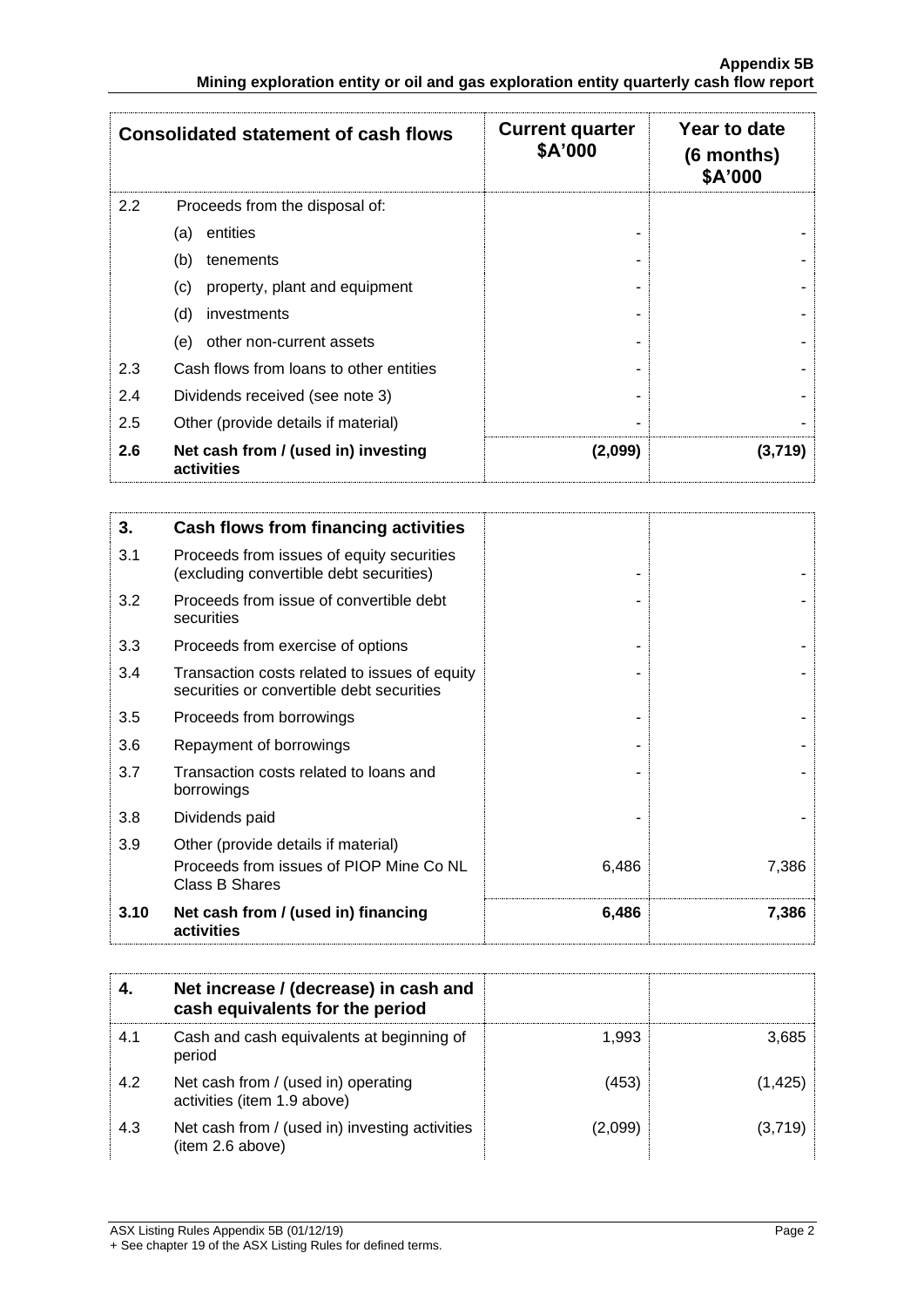| Consolidated statement of cash flows | | Current quarter $A'000 | Year to date (6 months) $A'000 |
|---|---|---|---|
| 2.2 | Proceeds from the disposal of: | | |
| | (a) entities | - | - |
| | (b) tenements | - | - |
| | (c) property, plant and equipment | - | - |
| | (d) investments | - | - |
| | (e) other non-current assets | - | - |
| 2.3 | Cash flows from loans to other entities | - | - |
| 2.4 | Dividends received (see note 3) | - | - |
| 2.5 | Other (provide details if material) | - | - |
| **2.6** | **Net cash from / (used in) investing activities** | **(2,099)** | **(3,719)** |

| **3.** | **Cash flows from financing activities** | | |
|---|---|---|---|
| 3.1 | Proceeds from issues of equity securities (excluding convertible debt securities) | - | - |
| 3.2 | Proceeds from issue of convertible debt securities | - | - |
| 3.3 | Proceeds from exercise of options | - | - |
| 3.4 | Transaction costs related to issues of equity securities or convertible debt securities | - | - |
| 3.5 | Proceeds from borrowings | - | - |
| 3.6 | Repayment of borrowings | - | - |
| 3.7 | Transaction costs related to loans and borrowings | - | - |
| 3.8 | Dividends paid | - | - |
| 3.9 | Other (provide details if material) Proceeds from issues of PIOP Mine Co NL Class B Shares | 6,486 | 7,386 |
| **3.10** | **Net cash from / (used in) financing activities** | **6,486** | **7,386** |

| **4.** | **Net increase / (decrease) in cash and cash equivalents for the period** | | |
|---|---|---|---|
| 4.1 | Cash and cash equivalents at beginning of period | 1,993 | 3,685 |
| 4.2 | Net cash from / (used in) operating activities (item 1.9 above) | (453) | (1,425) |
| 4.3 | Net cash from / (used in) investing activities (item 2.6 above) | (2,099) | (3,719) |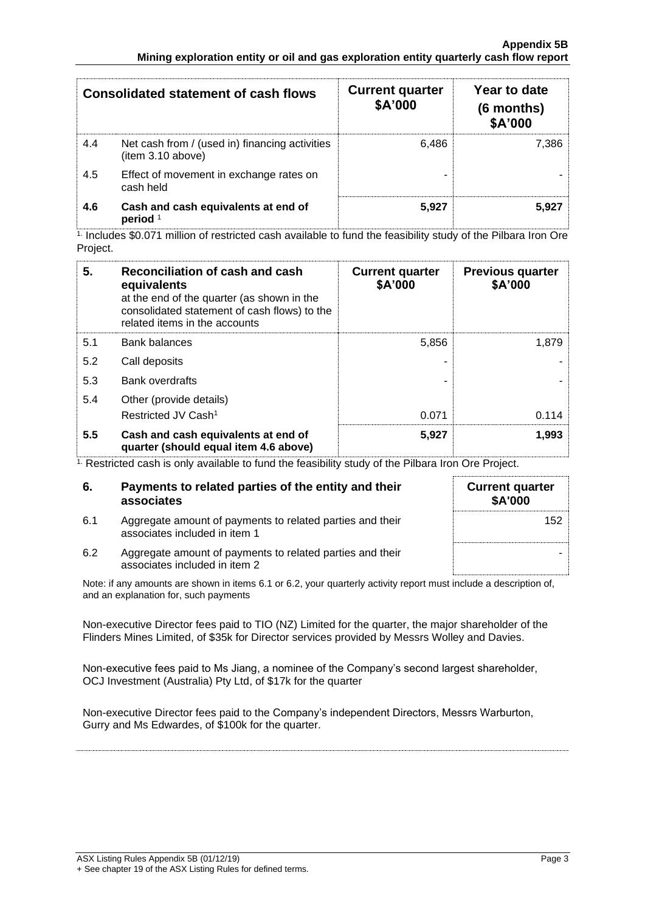| Consolidated statement of cash flows | | Current quarter $A'000 | Year to date (6 months) $A'000 |
|---|---|---|---|
| 4.4 | Net cash from / (used in) financing activities (item 3.10 above) | 6,486 | 7,386 |
| 4.5 | Effect of movement in exchange rates on cash held | - | - |
| **4.6** | **Cash and cash equivalents at end of period** [1] | **5,927** | **5,927** |

[1] Includes $0.071 million of restricted cash available to fund the feasibility study of the Pilbara Iron Ore Project.

| 5. | Reconciliation of cash and cash equivalents at the end of the quarter (as shown in the consolidated statement of cash flows) to the related items in the accounts | Current quarter $A'000 | Previous quarter $A'000 |
|---|---|---|---|
| 5.1 | Bank balances | 5,856 | 1,879 |
| 5.2 | Call deposits | - | - |
| 5.3 | Bank overdrafts | - | - |
| 5.4 | Other (provide details)<br>Restricted JV Cash[1] | 0.071 | 0.114 |
| **5.5** | **Cash and cash equivalents at end of quarter (should equal item 4.6 above)** | **5,927** | **1,993** |

[1] Restricted cash is only available to fund the feasibility study of the Pilbara Iron Ore Project.

| 6. | Payments to related parties of the entity and their associates | Current quarter $A'000 |
|---|---|---|
| 6.1 | Aggregate amount of payments to related parties and their associates included in item 1 | 152 |
| 6.2 | Aggregate amount of payments to related parties and their associates included in item 2 | - |

Note: if any amounts are shown in items 6.1 or 6.2, your quarterly activity report must include a description of, and an explanation for, such payments

Non-executive Director fees paid to TIO (NZ) Limited for the quarter, the major shareholder of the Flinders Mines Limited, of $35k for Director services provided by Messrs Wolley and Davies.

Non-executive fees paid to Ms Jiang, a nominee of the Company's second largest shareholder, OCJ Investment (Australia) Pty Ltd, of $17k for the quarter

Non-executive Director fees paid to the Company's independent Directors, Messrs Warburton, Gurry and Ms Edwardes, of $100k for the quarter.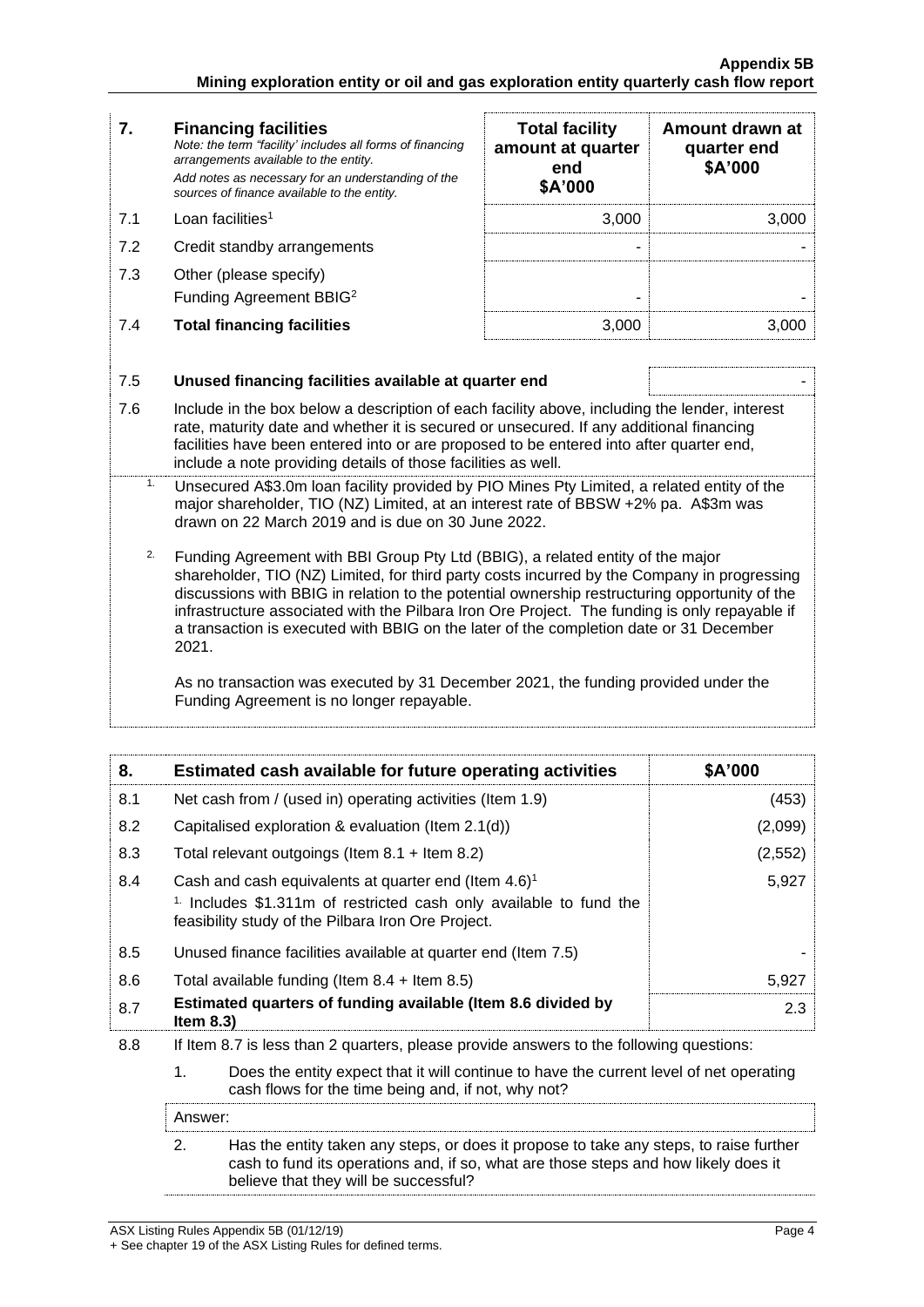| 7. | **Financing facilities** *Note: the term "facility' includes all forms of financing arrangements available to the entity.* *Add notes as necessary for an understanding of the sources of finance available to the entity.* | **Total facility amount at quarter end \$A'000** | **Amount drawn at quarter end \$A'000** |
|---|---|---|---|
| 7.1 | Loan facilities[1] | 3,000 | 3,000 |
| 7.2 | Credit standby arrangements | - | - |
| 7.3 | Other (please specify) Funding Agreement BBIG[2] | - | - |
| 7.4 | **Total financing facilities** | 3,000 | 3,000 |

| | | |
|---|---|---|
| 7.5 | **Unused financing facilities available at quarter end** | - |

7.6 Include in the box below a description of each facility above, including the lender, interest rate, maturity date and whether it is secured or unsecured. If any additional financing facilities have been entered into or are proposed to be entered into after quarter end, include a note providing details of those facilities as well.

1. Unsecured A\$3.0m loan facility provided by PIO Mines Pty Limited, a related entity of the major shareholder, TIO (NZ) Limited, at an interest rate of BBSW +2% pa. A\$3m was drawn on 22 March 2019 and is due on 30 June 2022.

2. Funding Agreement with BBI Group Pty Ltd (BBIG), a related entity of the major shareholder, TIO (NZ) Limited, for third party costs incurred by the Company in progressing discussions with BBIG in relation to the potential ownership restructuring opportunity of the infrastructure associated with the Pilbara Iron Ore Project. The funding is only repayable if a transaction is executed with BBIG on the later of the completion date or 31 December 2021.

   As no transaction was executed by 31 December 2021, the funding provided under the Funding Agreement is no longer repayable.

| 8. | **Estimated cash available for future operating activities** | **\$A'000** |
|---|---|---|
| 8.1 | Net cash from / (used in) operating activities (Item 1.9) | (453) |
| 8.2 | Capitalised exploration & evaluation (Item 2.1(d)) | (2,099) |
| 8.3 | Total relevant outgoings (Item 8.1 + Item 8.2) | (2,552) |
| 8.4 | Cash and cash equivalents at quarter end (Item 4.6)[1] [1] Includes \$1.311m of restricted cash only available to fund the feasibility study of the Pilbara Iron Ore Project. | 5,927 |
| 8.5 | Unused finance facilities available at quarter end (Item 7.5) | - |
| 8.6 | Total available funding (Item 8.4 + Item 8.5) | 5,927 |
| 8.7 | **Estimated quarters of funding available (Item 8.6 divided by Item 8.3)** | 2.3 |

8.8 If Item 8.7 is less than 2 quarters, please provide answers to the following questions:

1. Does the entity expect that it will continue to have the current level of net operating cash flows for the time being and, if not, why not?

   Answer:

2. Has the entity taken any steps, or does it propose to take any steps, to raise further cash to fund its operations and, if so, what are those steps and how likely does it believe that they will be successful?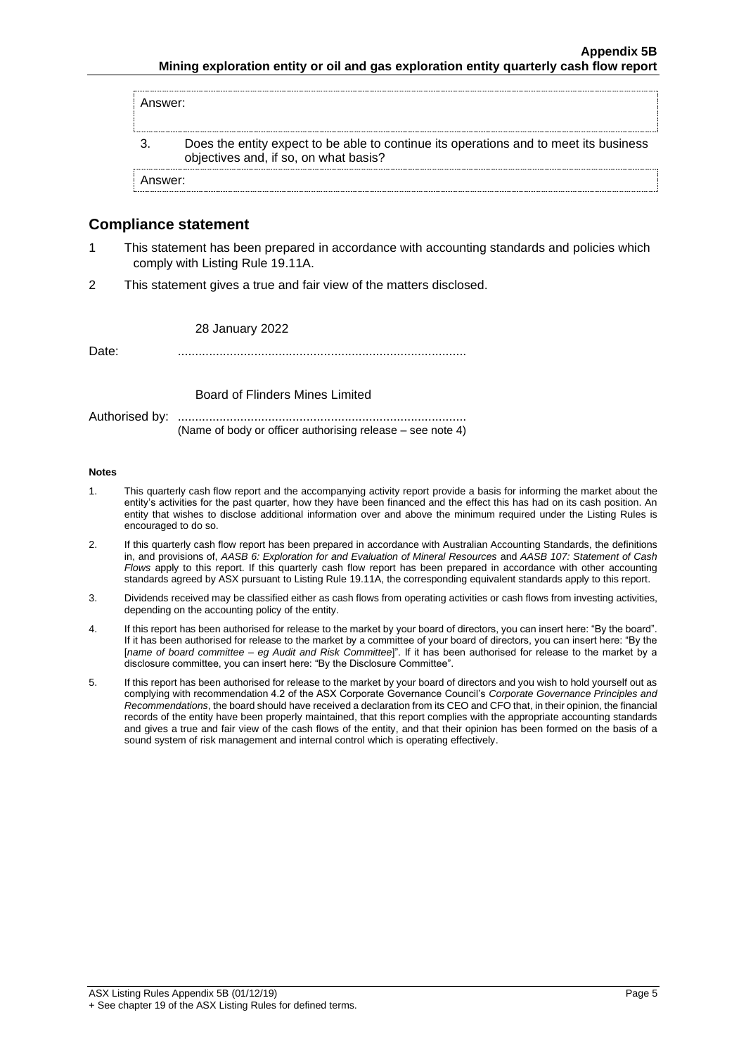Answer:

3. Does the entity expect to be able to continue its operations and to meet its business objectives and, if so, on what basis?

Answer:

## Compliance statement

1 This statement has been prepared in accordance with accounting standards and policies which comply with Listing Rule 19.11A.

2 This statement gives a true and fair view of the matters disclosed.

Date: 28 January 2022

Authorised by: Board of Flinders Mines Limited
(Name of body or officer authorising release – see note 4)

**Notes**

1. This quarterly cash flow report and the accompanying activity report provide a basis for informing the market about the entity's activities for the past quarter, how they have been financed and the effect this has had on its cash position. An entity that wishes to disclose additional information over and above the minimum required under the Listing Rules is encouraged to do so.
2. If this quarterly cash flow report has been prepared in accordance with Australian Accounting Standards, the definitions in, and provisions of, *AASB 6: Exploration for and Evaluation of Mineral Resources* and *AASB 107: Statement of Cash Flows* apply to this report. If this quarterly cash flow report has been prepared in accordance with other accounting standards agreed by ASX pursuant to Listing Rule 19.11A, the corresponding equivalent standards apply to this report.
3. Dividends received may be classified either as cash flows from operating activities or cash flows from investing activities, depending on the accounting policy of the entity.
4. If this report has been authorised for release to the market by your board of directors, you can insert here: "By the board". If it has been authorised for release to the market by a committee of your board of directors, you can insert here: "By the [*name of board committee – eg Audit and Risk Committee*]". If it has been authorised for release to the market by a disclosure committee, you can insert here: "By the Disclosure Committee".
5. If this report has been authorised for release to the market by your board of directors and you wish to hold yourself out as complying with recommendation 4.2 of the ASX Corporate Governance Council's *Corporate Governance Principles and Recommendations*, the board should have received a declaration from its CEO and CFO that, in their opinion, the financial records of the entity have been properly maintained, that this report complies with the appropriate accounting standards and gives a true and fair view of the cash flows of the entity, and that their opinion has been formed on the basis of a sound system of risk management and internal control which is operating effectively.